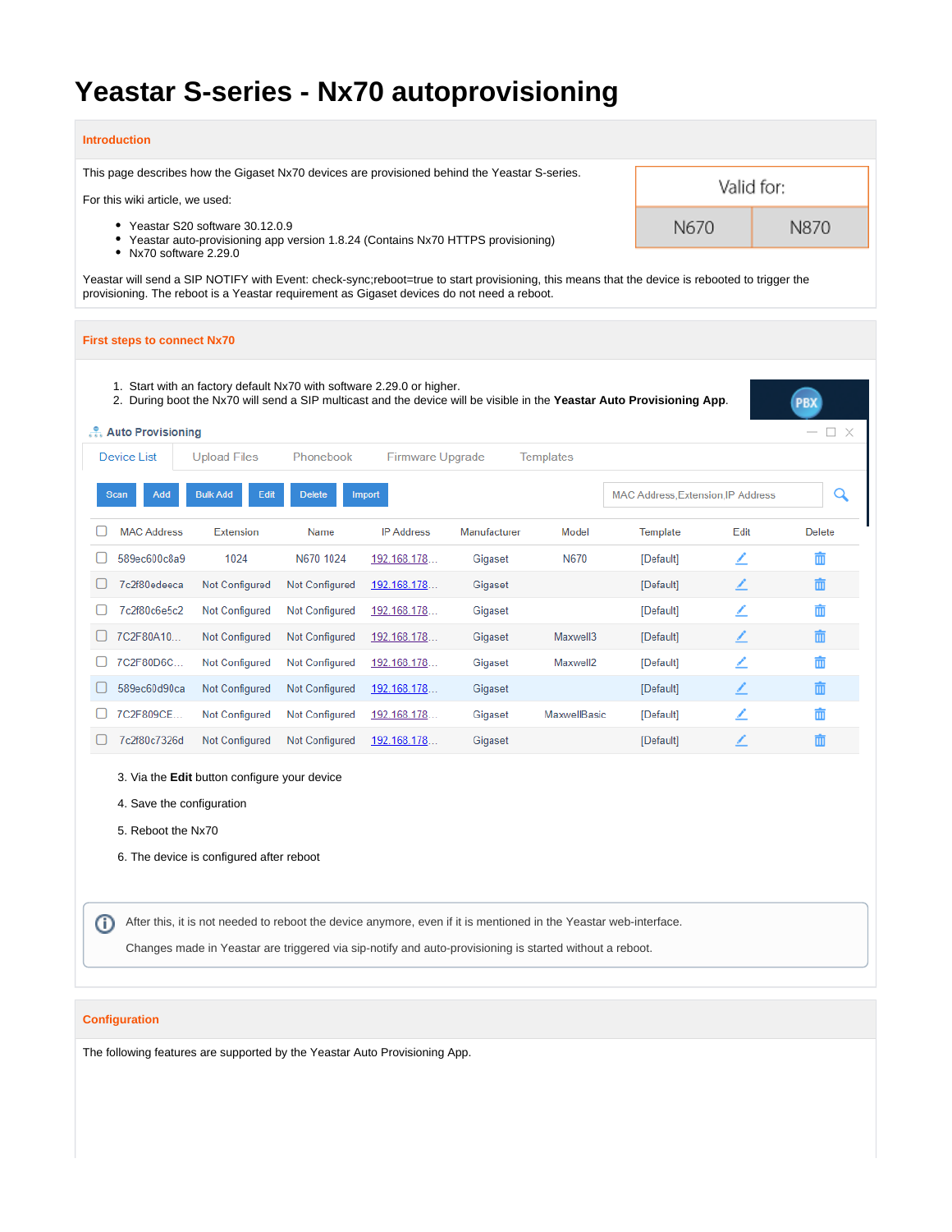# Yeastar S-series - Nx70 autoprovisioning

## Introduction

This page describes how the Gigaset Nx70 devices are provisioned behind the Yeastar S-series.

For this wiki article, we used:

- Yeastar S20 software 30.12.0.9
- Yeastar auto-provisioning app version 1.8.24 (Contains Nx70 HTTPS provisioning)
- Nx70 software 2.29.0

| Valid for: | |
|---|---|
| N670 | N870 |

Yeastar will send a SIP NOTIFY with Event: check-sync;reboot=true to start provisioning, this means that the device is rebooted to trigger the provisioning. The reboot is a Yeastar requirement as Gigaset devices do not need a reboot.

## First steps to connect Nx70

1. Start with an factory default Nx70 with software 2.29.0 or higher.
2. During boot the Nx70 will send a SIP multicast and the device will be visible in the **Yeastar Auto Provisioning App**.

Auto Provisioning

Device List | Upload Files | Phonebook | Firmware Upgrade | Templates

Scan | Add | Bulk Add | Edit | Delete | Import

MAC Address,Extension,IP Address

| MAC Address | Extension | Name | IP Address | Manufacturer | Model | Template | Edit | Delete |
|---|---|---|---|---|---|---|---|---|
| 589ec600c8a9 | 1024 | N670 1024 | 192.168.178... | Gigaset | N670 | [Default] | | |
| 7c2f80edeeca | Not Configured | Not Configured | 192.168.178... | Gigaset | | [Default] | | |
| 7c2f80c6e5c2 | Not Configured | Not Configured | 192.168.178... | Gigaset | | [Default] | | |
| 7C2F80A10... | Not Configured | Not Configured | 192.168.178... | Gigaset | Maxwell3 | [Default] | | |
| 7C2F80D6C... | Not Configured | Not Configured | 192.168.178... | Gigaset | Maxwell2 | [Default] | | |
| 589ec60d90ca | Not Configured | Not Configured | 192.168.178... | Gigaset | | [Default] | | |
| 7C2F809CE... | Not Configured | Not Configured | 192.168.178... | Gigaset | MaxwellBasic | [Default] | | |
| 7c2f80c7326d | Not Configured | Not Configured | 192.168.178... | Gigaset | | [Default] | | |

3. Via the **Edit** button configure your device
4. Save the configuration
5. Reboot the Nx70
6. The device is configured after reboot

> After this, it is not needed to reboot the device anymore, even if it is mentioned in the Yeastar web-interface.
>
> Changes made in Yeastar are triggered via sip-notify and auto-provisioning is started without a reboot.

## Configuration

The following features are supported by the Yeastar Auto Provisioning App.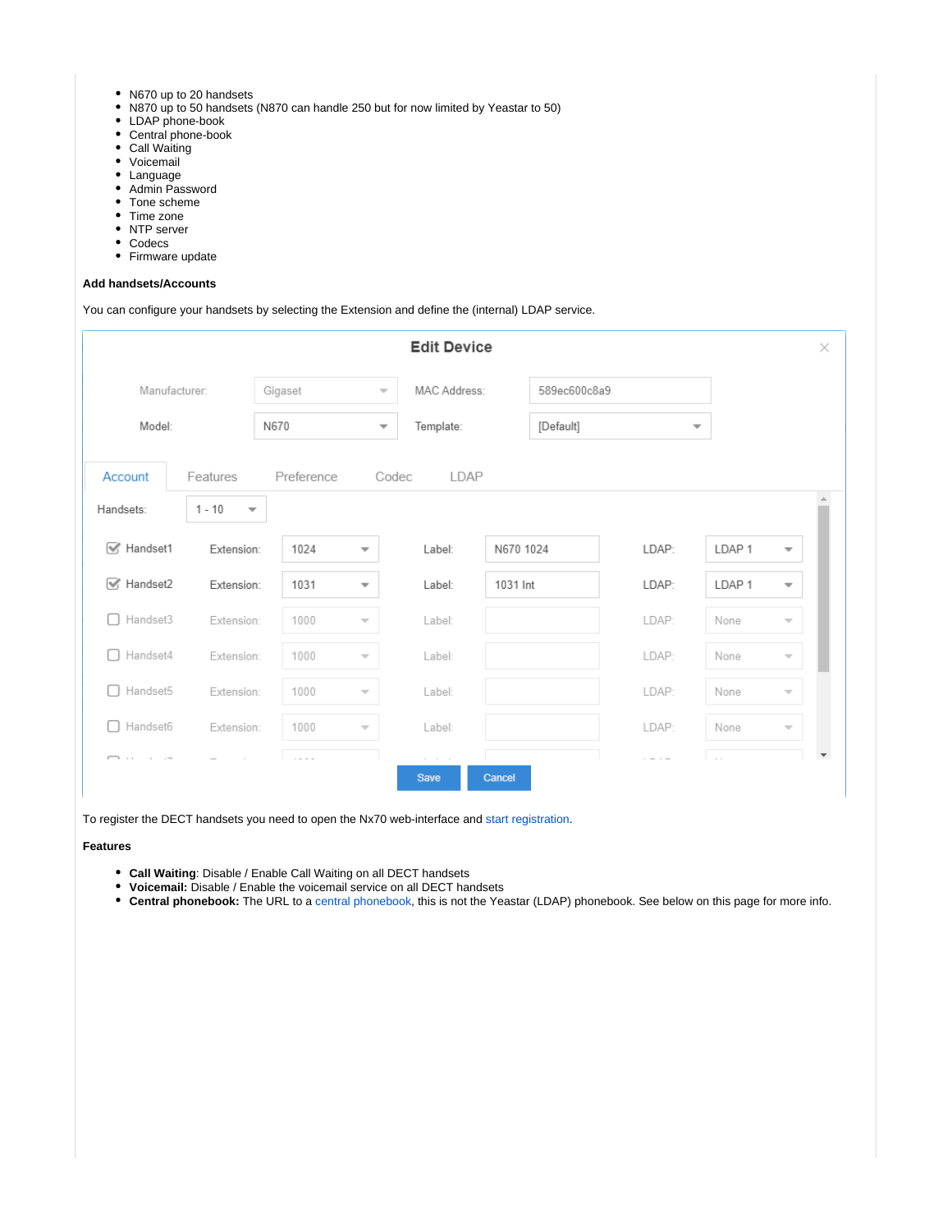- N670 up to 20 handsets
- N870 up to 50 handsets (N870 can handle 250 but for now limited by Yeastar to 50)
- LDAP phone-book
- Central phone-book
- Call Waiting
- Voicemail
- Language
- Admin Password
- Tone scheme
- Time zone
- NTP server
- Codecs
- Firmware update

**Add handsets/Accounts**

You can configure your handsets by selecting the Extension and define the (internal) LDAP service.

To register the DECT handsets you need to open the Nx70 web-interface and start registration.

**Features**

- **Call Waiting**: Disable / Enable Call Waiting on all DECT handsets
- **Voicemail:** Disable / Enable the voicemail service on all DECT handsets
- **Central phonebook:** The URL to a central phonebook, this is not the Yeastar (LDAP) phonebook. See below on this page for more info.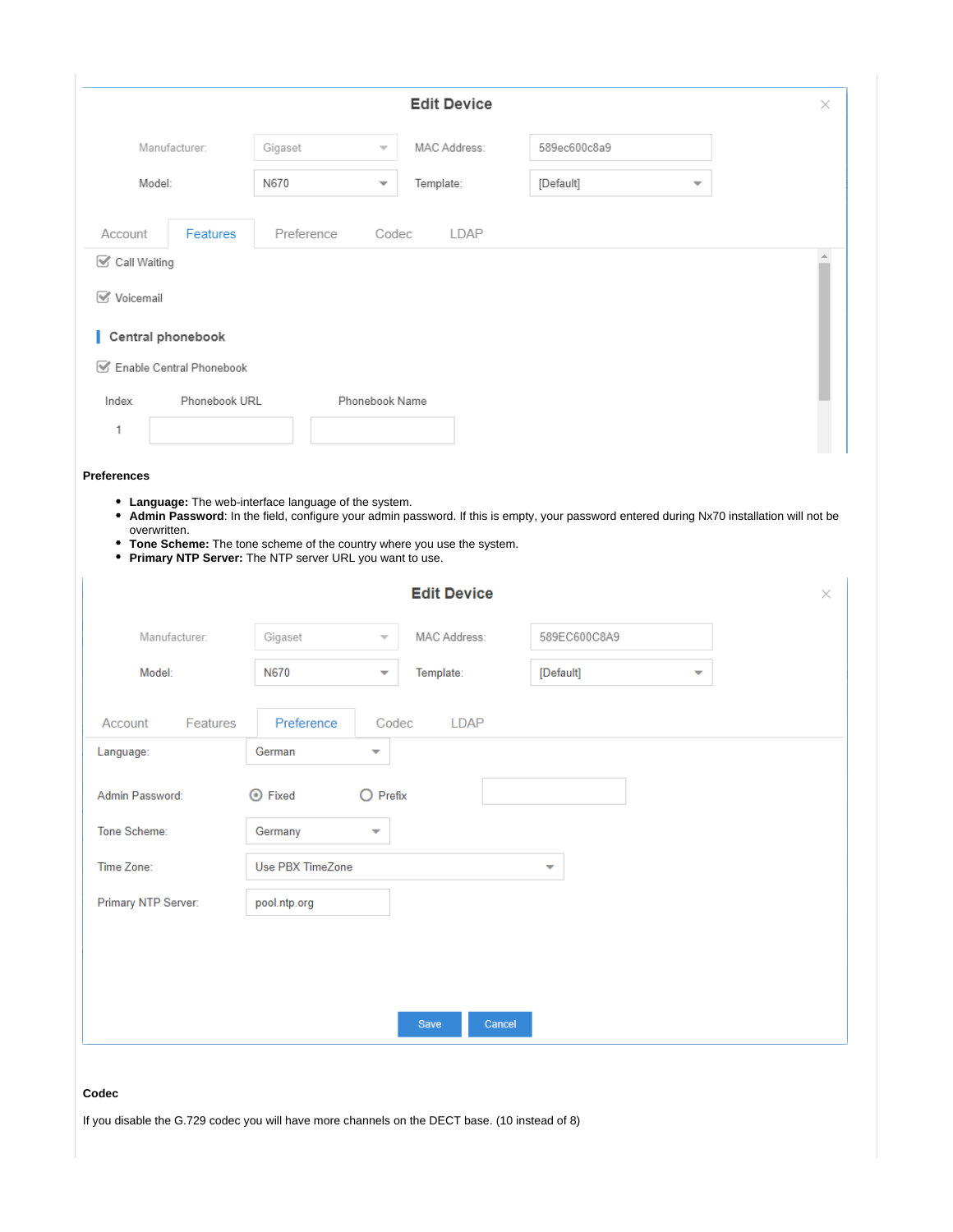**Edit Device**

Manufacturer: Gigaset

Model: N670

MAC Address: 589ec600c8a9

Template: [Default]

Account | Features | Preference | Codec | LDAP

☑ Call Waiting

☑ Voicemail

**Central phonebook**

☑ Enable Central Phonebook

| Index | Phonebook URL | Phonebook Name |
| --- | --- | --- |
| 1 | | |

**Preferences**

- **Language:** The web-interface language of the system.
- **Admin Password**: In the field, configure your admin password. If this is empty, your password entered during Nx70 installation will not be overwritten.
- **Tone Scheme:** The tone scheme of the country where you use the system.
- **Primary NTP Server:** The NTP server URL you want to use.

**Edit Device**

Manufacturer: Gigaset

Model: N670

MAC Address: 589EC600C8A9

Template: [Default]

Account | Features | Preference | Codec | LDAP

Language: German

Admin Password: ◉ Fixed ○ Prefix

Tone Scheme: Germany

Time Zone: Use PBX TimeZone

Primary NTP Server: pool.ntp.org

Save | Cancel

**Codec**

If you disable the G.729 codec you will have more channels on the DECT base. (10 instead of 8)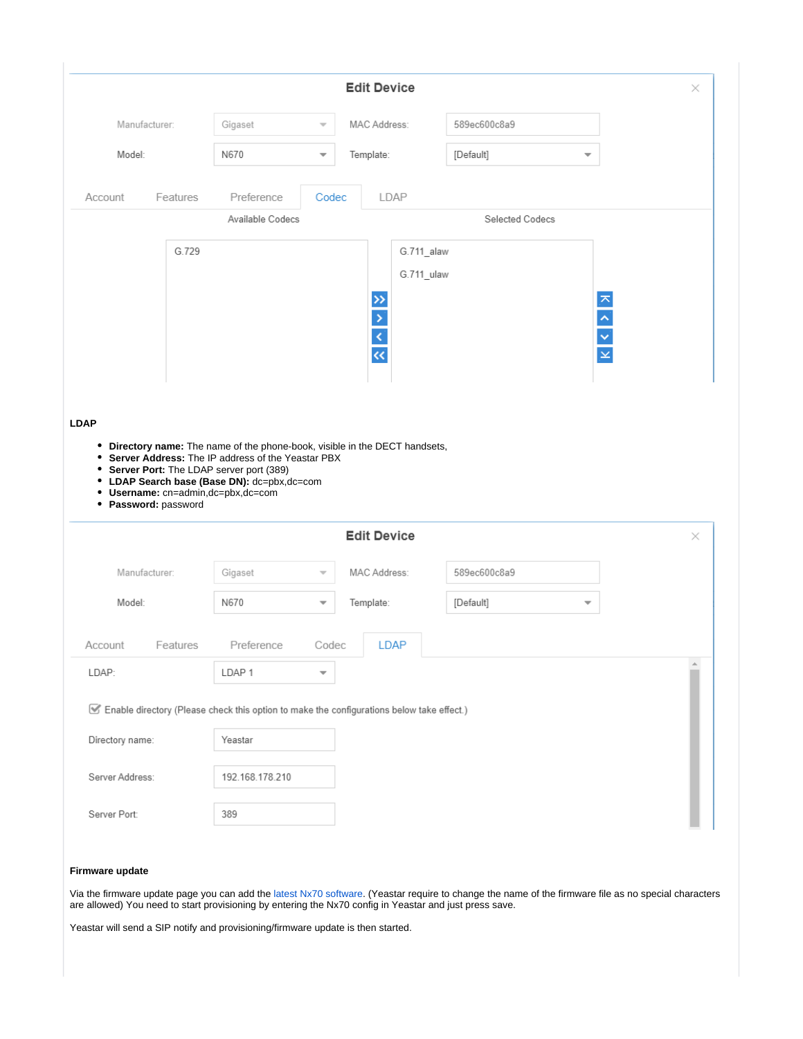**Edit Device**

Manufacturer: Gigaset | MAC Address: 589ec600c8a9

Model: N670 | Template: [Default]

Account | Features | Preference | Codec | LDAP

Available Codecs: G.729

Selected Codecs: G.711_alaw, G.711_ulaw

**LDAP**

- **Directory name:** The name of the phone-book, visible in the DECT handsets,
- **Server Address:** The IP address of the Yeastar PBX
- **Server Port:** The LDAP server port (389)
- **LDAP Search base (Base DN):** dc=pbx,dc=com
- **Username:** cn=admin,dc=pbx,dc=com
- **Password:** password

**Edit Device**

Manufacturer: Gigaset | MAC Address: 589ec600c8a9

Model: N670 | Template: [Default]

Account | Features | Preference | Codec | LDAP

LDAP: LDAP 1

Enable directory (Please check this option to make the configurations below take effect.)

Directory name: Yeastar

Server Address: 192.168.178.210

Server Port: 389

**Firmware update**

Via the firmware update page you can add the latest Nx70 software. (Yeastar require to change the name of the firmware file as no special characters are allowed) You need to start provisioning by entering the Nx70 config in Yeastar and just press save.

Yeastar will send a SIP notify and provisioning/firmware update is then started.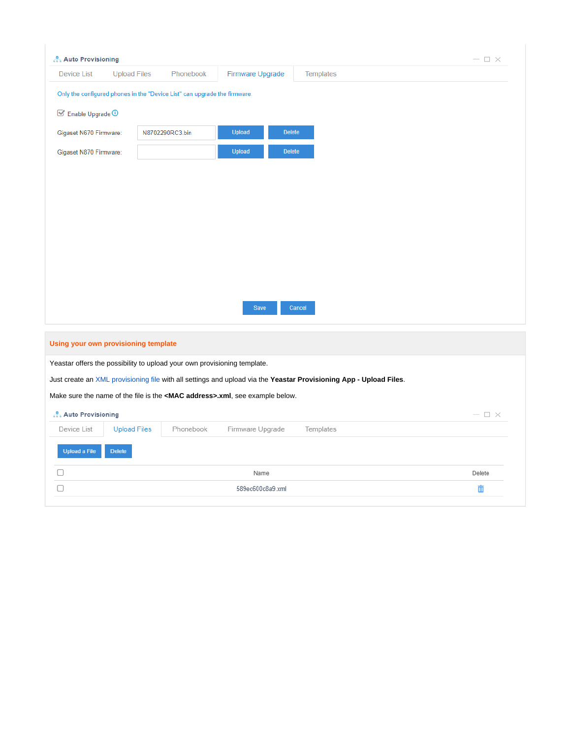**Auto Provisioning**

Device List | Upload Files | Phonebook | Firmware Upgrade | Templates

Only the configured phones in the "Device List" can upgrade the firmware

☑ Enable Upgrade

Gigaset N670 Firmware: N8702290RC3.bin [Upload] [Delete]

Gigaset N870 Firmware: [Upload] [Delete]

[Save] [Cancel]

## Using your own provisioning template

Yeastar offers the possibility to upload your own provisioning template.

Just create an XML provisioning file with all settings and upload via the **Yeastar Provisioning App - Upload Files**.

Make sure the name of the file is the **<MAC address>.xml**, see example below.

**Auto Provisioning**

Device List | Upload Files | Phonebook | Firmware Upgrade | Templates

[Upload a File] [Delete]

| ☐ | Name | Delete |
| --- | --- | --- |
| ☐ | 589ec600c8a9.xml | 🗑 |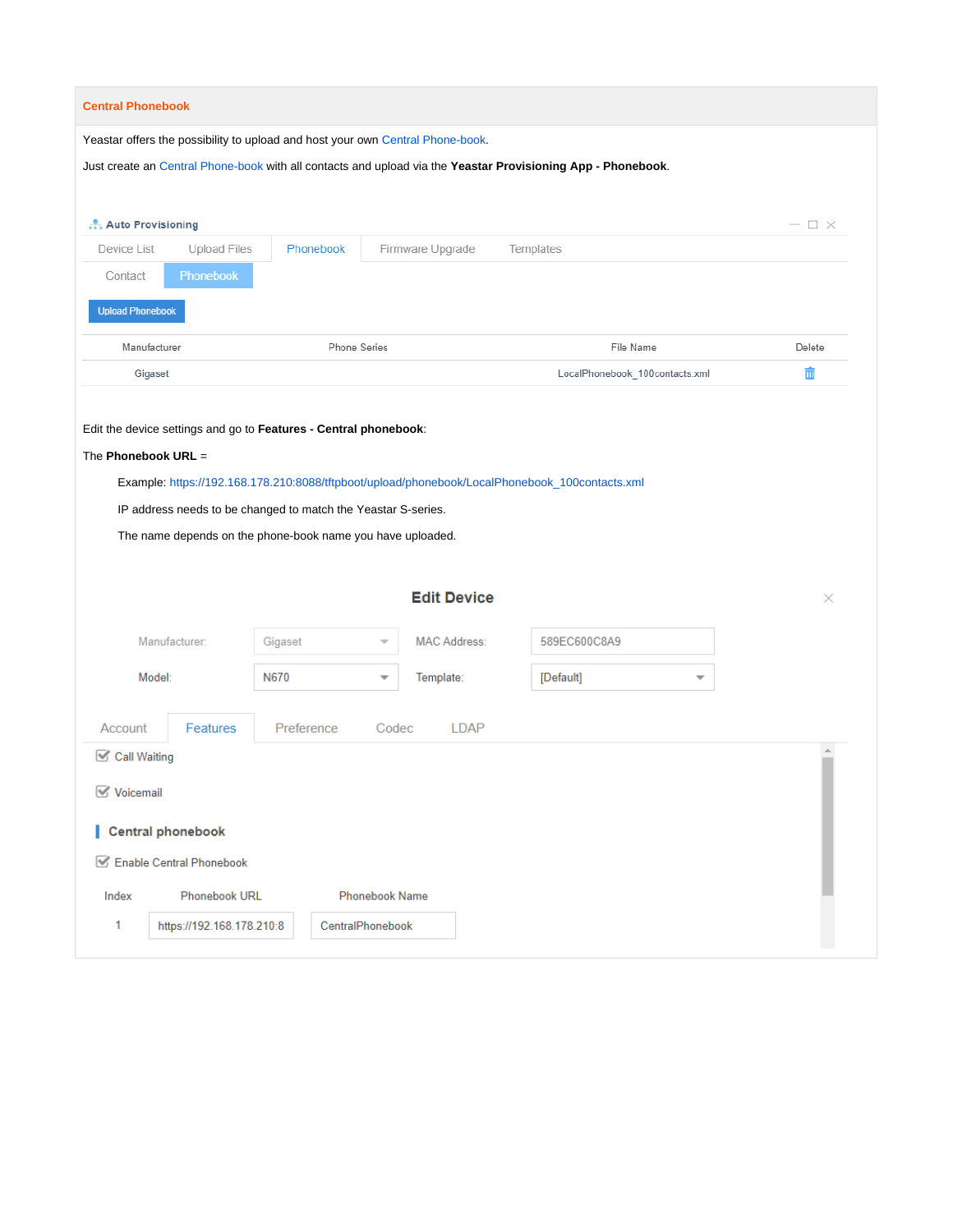## Central Phonebook

Yeastar offers the possibility to upload and host your own Central Phone-book.

Just create an Central Phone-book with all contacts and upload via the **Yeastar Provisioning App - Phonebook**.

Auto Provisioning

Device List | Upload Files | Phonebook | Firmware Upgrade | Templates

Contact | Phonebook

Upload Phonebook

| Manufacturer | Phone Series | File Name | Delete |
|---|---|---|---|
| Gigaset | | LocalPhonebook_100contacts.xml | |

Edit the device settings and go to **Features - Central phonebook**:

The **Phonebook URL** =

> Example: https://192.168.178.210:8088/tftpboot/upload/phonebook/LocalPhonebook_100contacts.xml
>
> IP address needs to be changed to match the Yeastar S-series.
>
> The name depends on the phone-book name you have uploaded.

**Edit Device**

Manufacturer: Gigaset | MAC Address: 589EC600C8A9

Model: N670 | Template: [Default]

Account | Features | Preference | Codec | LDAP

- [x] Call Waiting
- [x] Voicemail

**Central phonebook**

- [x] Enable Central Phonebook

| Index | Phonebook URL | Phonebook Name |
|---|---|---|
| 1 | https://192.168.178.210:8 | CentralPhonebook |